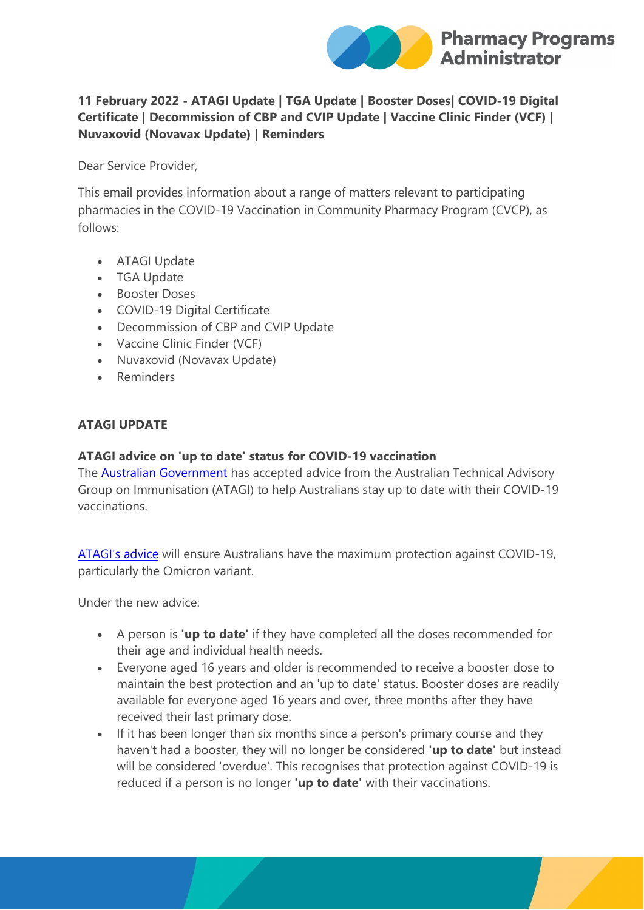**11 February 2022 - ATAGI Update | TGA Update | Booster Doses| COVID-19 Digital Certificate | Decommission of CBP and CVIP Update | Vaccine Clinic Finder (VCF) | Nuvaxovid (Novavax Update) | Reminders**

Dear Service Provider,

This email provides information about a range of matters relevant to participating pharmacies in the COVID-19 Vaccination in Community Pharmacy Program (CVCP), as follows:

- ATAGI Update
- TGA Update
- Booster Doses
- COVID-19 Digital Certificate
- Decommission of CBP and CVIP Update
- Vaccine Clinic Finder (VCF)
- Nuvaxovid (Novavax Update)
- Reminders

## ATAGI UPDATE

### ATAGI advice on 'up to date' status for COVID-19 vaccination

The Australian Government has accepted advice from the Australian Technical Advisory Group on Immunisation (ATAGI) to help Australians stay up to date with their COVID-19 vaccinations.

ATAGI's advice will ensure Australians have the maximum protection against COVID-19, particularly the Omicron variant.

Under the new advice:

- A person is **'up to date'** if they have completed all the doses recommended for their age and individual health needs.
- Everyone aged 16 years and older is recommended to receive a booster dose to maintain the best protection and an 'up to date' status. Booster doses are readily available for everyone aged 16 years and over, three months after they have received their last primary dose.
- If it has been longer than six months since a person's primary course and they haven't had a booster, they will no longer be considered **'up to date'** but instead will be considered 'overdue'. This recognises that protection against COVID-19 is reduced if a person is no longer **'up to date'** with their vaccinations.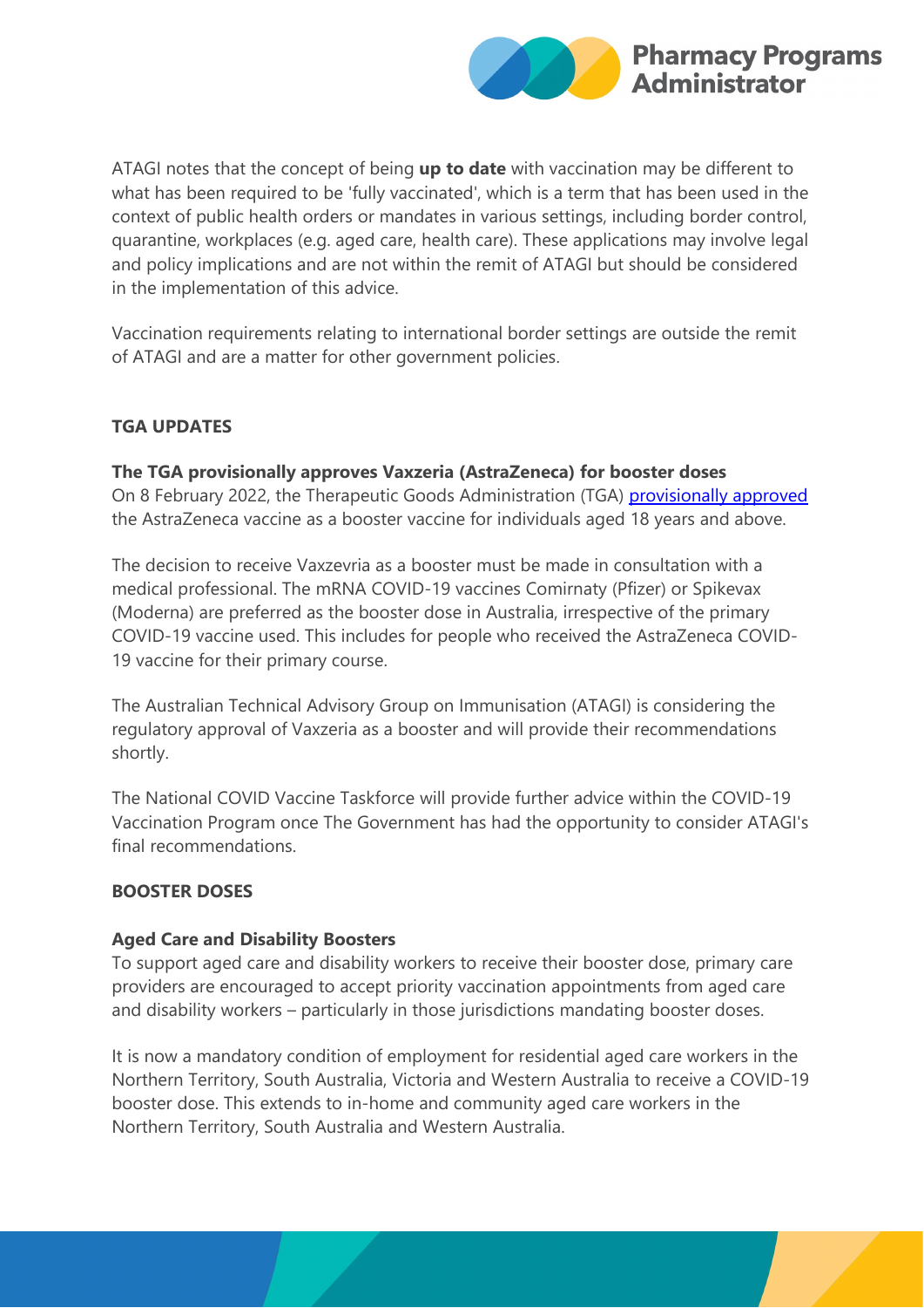ATAGI notes that the concept of being **up to date** with vaccination may be different to what has been required to be 'fully vaccinated', which is a term that has been used in the context of public health orders or mandates in various settings, including border control, quarantine, workplaces (e.g. aged care, health care). These applications may involve legal and policy implications and are not within the remit of ATAGI but should be considered in the implementation of this advice.

Vaccination requirements relating to international border settings are outside the remit of ATAGI and are a matter for other government policies.

## TGA UPDATES

### The TGA provisionally approves Vaxzeria (AstraZeneca) for booster doses

On 8 February 2022, the Therapeutic Goods Administration (TGA) provisionally approved the AstraZeneca vaccine as a booster vaccine for individuals aged 18 years and above.

The decision to receive Vaxzevria as a booster must be made in consultation with a medical professional. The mRNA COVID-19 vaccines Comirnaty (Pfizer) or Spikevax (Moderna) are preferred as the booster dose in Australia, irrespective of the primary COVID-19 vaccine used. This includes for people who received the AstraZeneca COVID-19 vaccine for their primary course.

The Australian Technical Advisory Group on Immunisation (ATAGI) is considering the regulatory approval of Vaxzeria as a booster and will provide their recommendations shortly.

The National COVID Vaccine Taskforce will provide further advice within the COVID-19 Vaccination Program once The Government has had the opportunity to consider ATAGI's final recommendations.

## BOOSTER DOSES

### Aged Care and Disability Boosters

To support aged care and disability workers to receive their booster dose, primary care providers are encouraged to accept priority vaccination appointments from aged care and disability workers – particularly in those jurisdictions mandating booster doses.

It is now a mandatory condition of employment for residential aged care workers in the Northern Territory, South Australia, Victoria and Western Australia to receive a COVID-19 booster dose. This extends to in-home and community aged care workers in the Northern Territory, South Australia and Western Australia.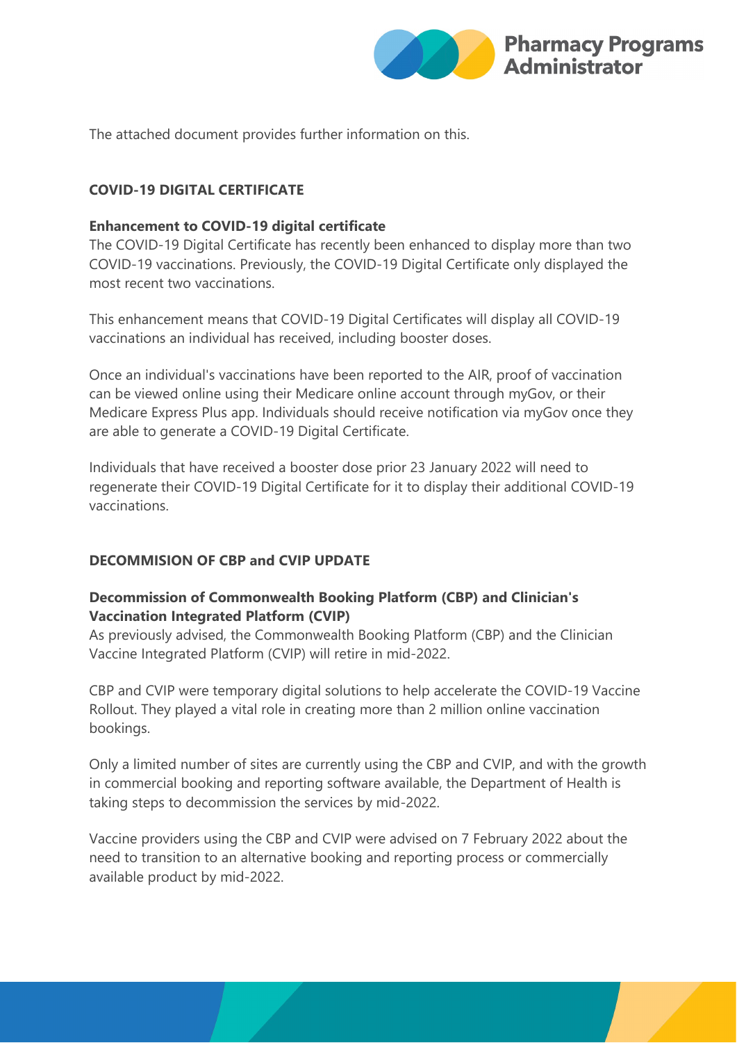The attached document provides further information on this.

## COVID-19 DIGITAL CERTIFICATE

### Enhancement to COVID-19 digital certificate

The COVID-19 Digital Certificate has recently been enhanced to display more than two COVID-19 vaccinations. Previously, the COVID-19 Digital Certificate only displayed the most recent two vaccinations.

This enhancement means that COVID-19 Digital Certificates will display all COVID-19 vaccinations an individual has received, including booster doses.

Once an individual's vaccinations have been reported to the AIR, proof of vaccination can be viewed online using their Medicare online account through myGov, or their Medicare Express Plus app. Individuals should receive notification via myGov once they are able to generate a COVID-19 Digital Certificate.

Individuals that have received a booster dose prior 23 January 2022 will need to regenerate their COVID-19 Digital Certificate for it to display their additional COVID-19 vaccinations.

## DECOMMISION OF CBP and CVIP UPDATE

### Decommission of Commonwealth Booking Platform (CBP) and Clinician's Vaccination Integrated Platform (CVIP)

As previously advised, the Commonwealth Booking Platform (CBP) and the Clinician Vaccine Integrated Platform (CVIP) will retire in mid-2022.

CBP and CVIP were temporary digital solutions to help accelerate the COVID-19 Vaccine Rollout. They played a vital role in creating more than 2 million online vaccination bookings.

Only a limited number of sites are currently using the CBP and CVIP, and with the growth in commercial booking and reporting software available, the Department of Health is taking steps to decommission the services by mid-2022.

Vaccine providers using the CBP and CVIP were advised on 7 February 2022 about the need to transition to an alternative booking and reporting process or commercially available product by mid-2022.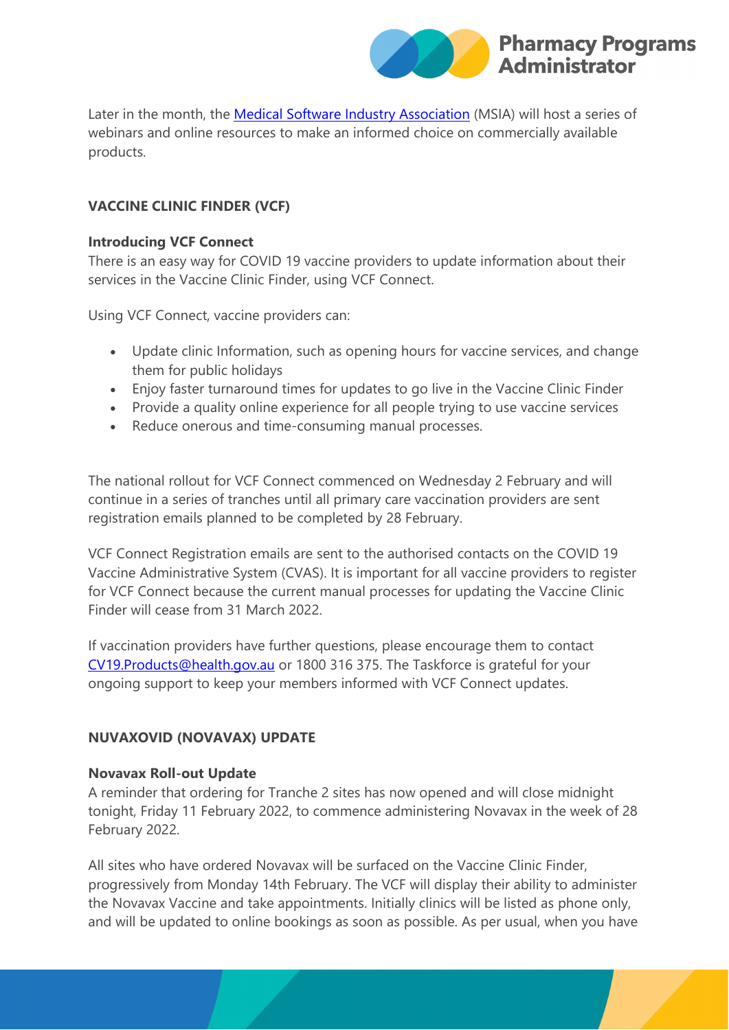Later in the month, the [Medical Software Industry Association](#) (MSIA) will host a series of webinars and online resources to make an informed choice on commercially available products.

## VACCINE CLINIC FINDER (VCF)

### Introducing VCF Connect

There is an easy way for COVID 19 vaccine providers to update information about their services in the Vaccine Clinic Finder, using VCF Connect.

Using VCF Connect, vaccine providers can:

- Update clinic Information, such as opening hours for vaccine services, and change them for public holidays
- Enjoy faster turnaround times for updates to go live in the Vaccine Clinic Finder
- Provide a quality online experience for all people trying to use vaccine services
- Reduce onerous and time-consuming manual processes.

The national rollout for VCF Connect commenced on Wednesday 2 February and will continue in a series of tranches until all primary care vaccination providers are sent registration emails planned to be completed by 28 February.

VCF Connect Registration emails are sent to the authorised contacts on the COVID 19 Vaccine Administrative System (CVAS). It is important for all vaccine providers to register for VCF Connect because the current manual processes for updating the Vaccine Clinic Finder will cease from 31 March 2022.

If vaccination providers have further questions, please encourage them to contact CV19.Products@health.gov.au or 1800 316 375. The Taskforce is grateful for your ongoing support to keep your members informed with VCF Connect updates.

## NUVAXOVID (NOVAVAX) UPDATE

### Novavax Roll-out Update

A reminder that ordering for Tranche 2 sites has now opened and will close midnight tonight, Friday 11 February 2022, to commence administering Novavax in the week of 28 February 2022.

All sites who have ordered Novavax will be surfaced on the Vaccine Clinic Finder, progressively from Monday 14th February. The VCF will display their ability to administer the Novavax Vaccine and take appointments. Initially clinics will be listed as phone only, and will be updated to online bookings as soon as possible. As per usual, when you have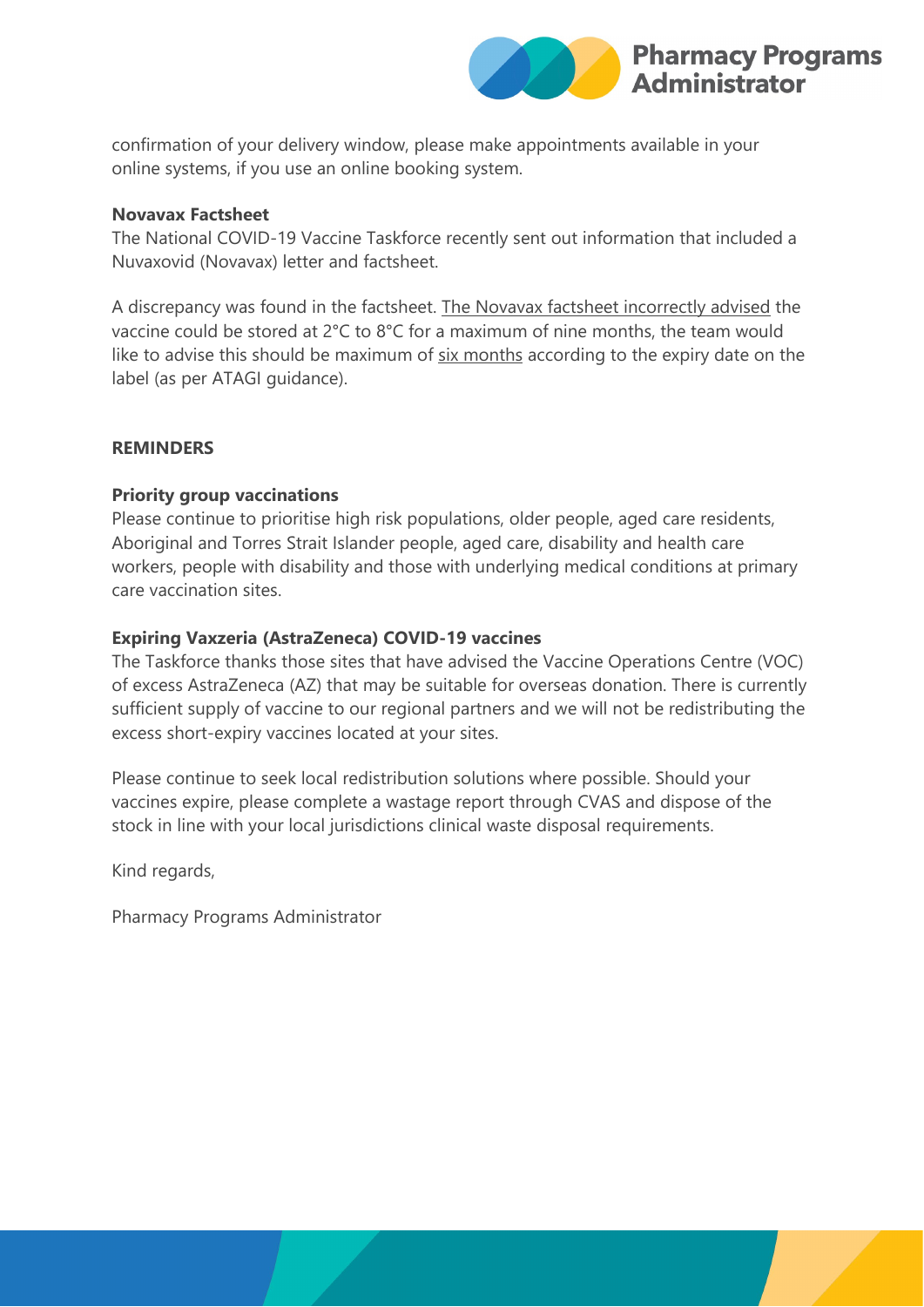confirmation of your delivery window, please make appointments available in your online systems, if you use an online booking system.

**Novavax Factsheet**

The National COVID-19 Vaccine Taskforce recently sent out information that included a Nuvaxovid (Novavax) letter and factsheet.

A discrepancy was found in the factsheet. The Novavax factsheet incorrectly advised the vaccine could be stored at 2°C to 8°C for a maximum of nine months, the team would like to advise this should be maximum of six months according to the expiry date on the label (as per ATAGI guidance).

**REMINDERS**

**Priority group vaccinations**

Please continue to prioritise high risk populations, older people, aged care residents, Aboriginal and Torres Strait Islander people, aged care, disability and health care workers, people with disability and those with underlying medical conditions at primary care vaccination sites.

**Expiring Vaxzeria (AstraZeneca) COVID-19 vaccines**

The Taskforce thanks those sites that have advised the Vaccine Operations Centre (VOC) of excess AstraZeneca (AZ) that may be suitable for overseas donation. There is currently sufficient supply of vaccine to our regional partners and we will not be redistributing the excess short-expiry vaccines located at your sites.

Please continue to seek local redistribution solutions where possible. Should your vaccines expire, please complete a wastage report through CVAS and dispose of the stock in line with your local jurisdictions clinical waste disposal requirements.

Kind regards,

Pharmacy Programs Administrator